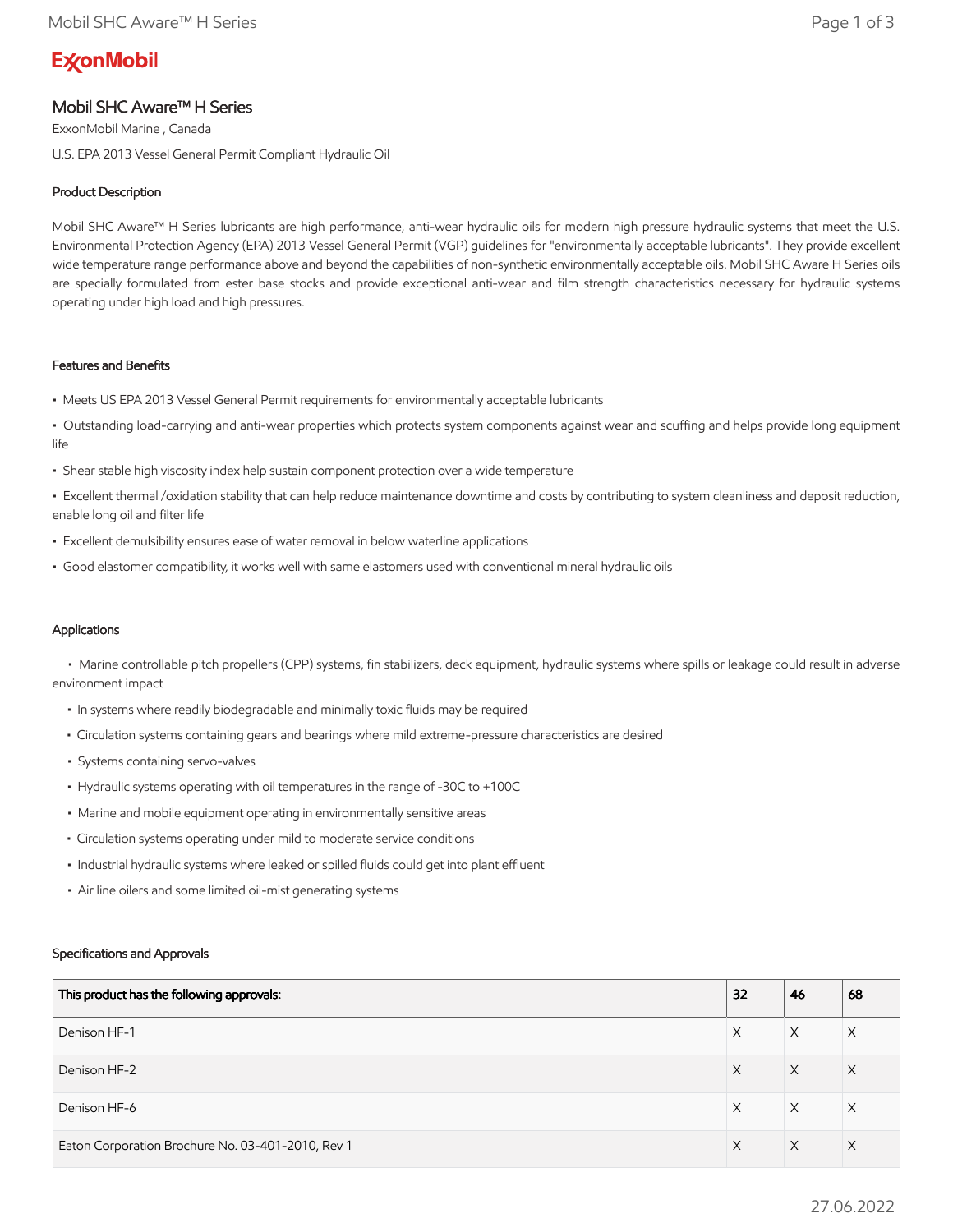# ExxonMobil

## Mobil SHC Aware™ H Series

ExxonMobil Marine , Canada

U.S. EPA 2013 Vessel General Permit Compliant Hydraulic Oil

### Product Description

Mobil SHC Aware™ H Series lubricants are high performance, anti-wear hydraulic oils for modern high pressure hydraulic systems that meet the U.S. Environmental Protection Agency (EPA) 2013 Vessel General Permit (VGP) guidelines for "environmentally acceptable lubricants". They provide excellent wide temperature range performance above and beyond the capabilities of non-synthetic environmentally acceptable oils. Mobil SHC Aware H Series oils are specially formulated from ester base stocks and provide exceptional anti-wear and film strength characteristics necessary for hydraulic systems operating under high load and high pressures.

### Features and Benefits

- Meets US EPA 2013 Vessel General Permit requirements for environmentally acceptable lubricants
- Outstanding load-carrying and anti-wear properties which protects system components against wear and scuffing and helps provide long equipment life
- Shear stable high viscosity index help sustain component protection over a wide temperature
- Excellent thermal /oxidation stability that can help reduce maintenance downtime and costs by contributing to system cleanliness and deposit reduction, enable long oil and filter life
- Excellent demulsibility ensures ease of water removal in below waterline applications
- Good elastomer compatibility, it works well with same elastomers used with conventional mineral hydraulic oils

### Applications

- Marine controllable pitch propellers (CPP) systems, fin stabilizers, deck equipment, hydraulic systems where spills or leakage could result in adverse environment impact
- In systems where readily biodegradable and minimally toxic fluids may be required
- Circulation systems containing gears and bearings where mild extreme-pressure characteristics are desired
- Systems containing servo-valves
- Hydraulic systems operating with oil temperatures in the range of -30C to +100C
- Marine and mobile equipment operating in environmentally sensitive areas
- Circulation systems operating under mild to moderate service conditions
- Industrial hydraulic systems where leaked or spilled fluids could get into plant effluent
- Air line oilers and some limited oil-mist generating systems

### Specifications and Approvals

| This product has the following approvals: | 32 | 46 | 68 |
|---|---|---|---|
| Denison HF-1 | X | X | X |
| Denison HF-2 | X | X | X |
| Denison HF-6 | X | X | X |
| Eaton Corporation Brochure No. 03-401-2010, Rev 1 | X | X | X |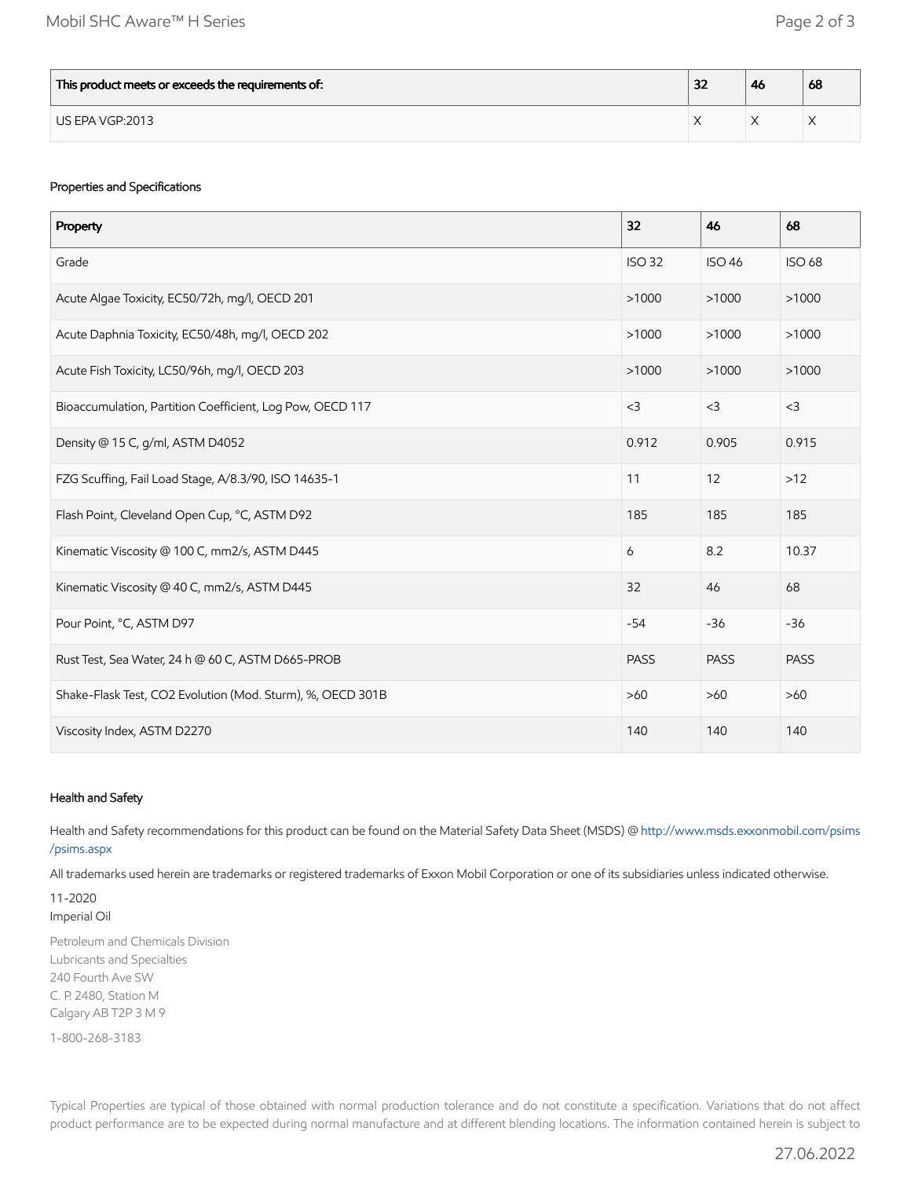| This product meets or exceeds the requirements of: | 32 | 46 | 68 |
|---|---|---|---|
| US EPA VGP:2013 | X | X | X |

### Properties and Specifications

| Property | 32 | 46 | 68 |
|---|---|---|---|
| Grade | ISO 32 | ISO 46 | ISO 68 |
| Acute Algae Toxicity, EC50/72h, mg/l, OECD 201 | >1000 | >1000 | >1000 |
| Acute Daphnia Toxicity, EC50/48h, mg/l, OECD 202 | >1000 | >1000 | >1000 |
| Acute Fish Toxicity, LC50/96h, mg/l, OECD 203 | >1000 | >1000 | >1000 |
| Bioaccumulation, Partition Coefficient, Log Pow, OECD 117 | <3 | <3 | <3 |
| Density @ 15 C, g/ml, ASTM D4052 | 0.912 | 0.905 | 0.915 |
| FZG Scuffing, Fail Load Stage, A/8.3/90, ISO 14635-1 | 11 | 12 | >12 |
| Flash Point, Cleveland Open Cup, °C, ASTM D92 | 185 | 185 | 185 |
| Kinematic Viscosity @ 100 C, mm2/s, ASTM D445 | 6 | 8.2 | 10.37 |
| Kinematic Viscosity @ 40 C, mm2/s, ASTM D445 | 32 | 46 | 68 |
| Pour Point, °C, ASTM D97 | -54 | -36 | -36 |
| Rust Test, Sea Water, 24 h @ 60 C, ASTM D665-PROB | PASS | PASS | PASS |
| Shake-Flask Test, CO2 Evolution (Mod. Sturm), %, OECD 301B | >60 | >60 | >60 |
| Viscosity Index, ASTM D2270 | 140 | 140 | 140 |

### Health and Safety

Health and Safety recommendations for this product can be found on the Material Safety Data Sheet (MSDS) @ http://www.msds.exxonmobil.com/psims/psims.aspx

All trademarks used herein are trademarks or registered trademarks of Exxon Mobil Corporation or one of its subsidiaries unless indicated otherwise.

11-2020
Imperial Oil

Petroleum and Chemicals Division
Lubricants and Specialties
240 Fourth Ave SW
C. P. 2480, Station M
Calgary AB T2P 3 M 9

1-800-268-3183

Typical Properties are typical of those obtained with normal production tolerance and do not constitute a specification. Variations that do not affect product performance are to be expected during normal manufacture and at different blending locations. The information contained herein is subject to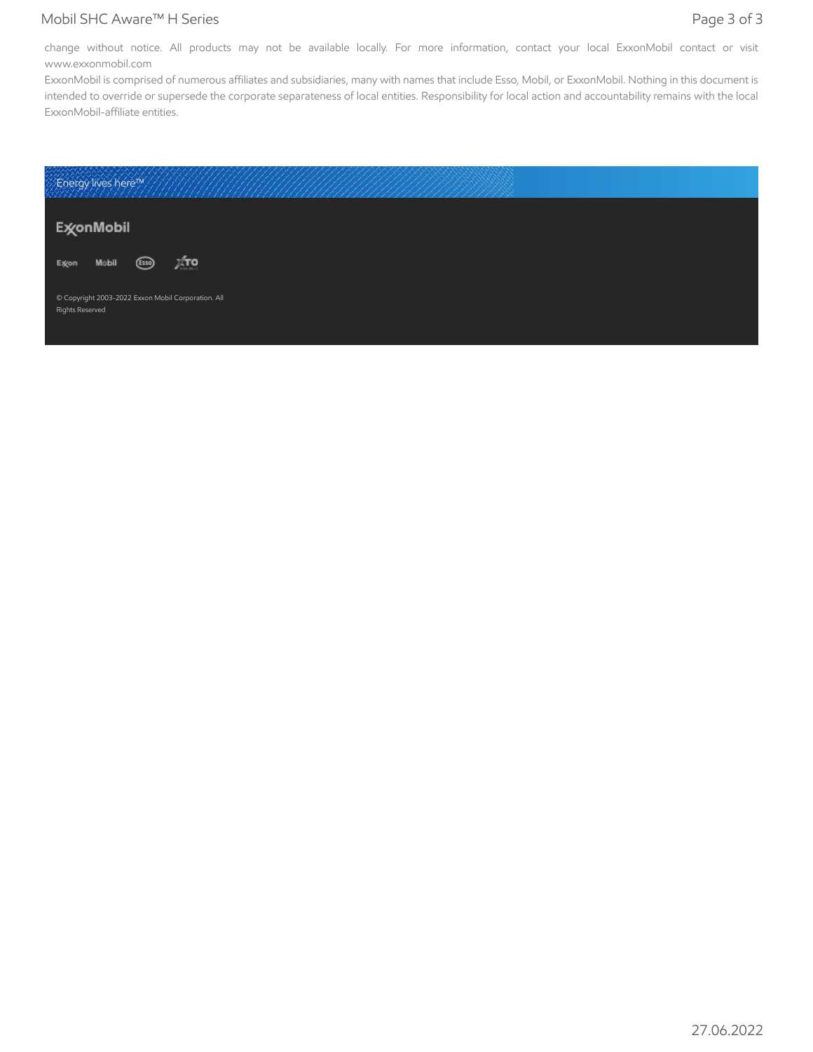change without notice. All products may not be available locally. For more information, contact your local ExxonMobil contact or visit www.exxonmobil.com

ExxonMobil is comprised of numerous affiliates and subsidiaries, many with names that include Esso, Mobil, or ExxonMobil. Nothing in this document is intended to override or supersede the corporate separateness of local entities. Responsibility for local action and accountability remains with the local ExxonMobil-affiliate entities.

Energy lives here™

ExxonMobil

Exxon Mobil Esso XTO

© Copyright 2003-2022 Exxon Mobil Corporation. All Rights Reserved

27.06.2022